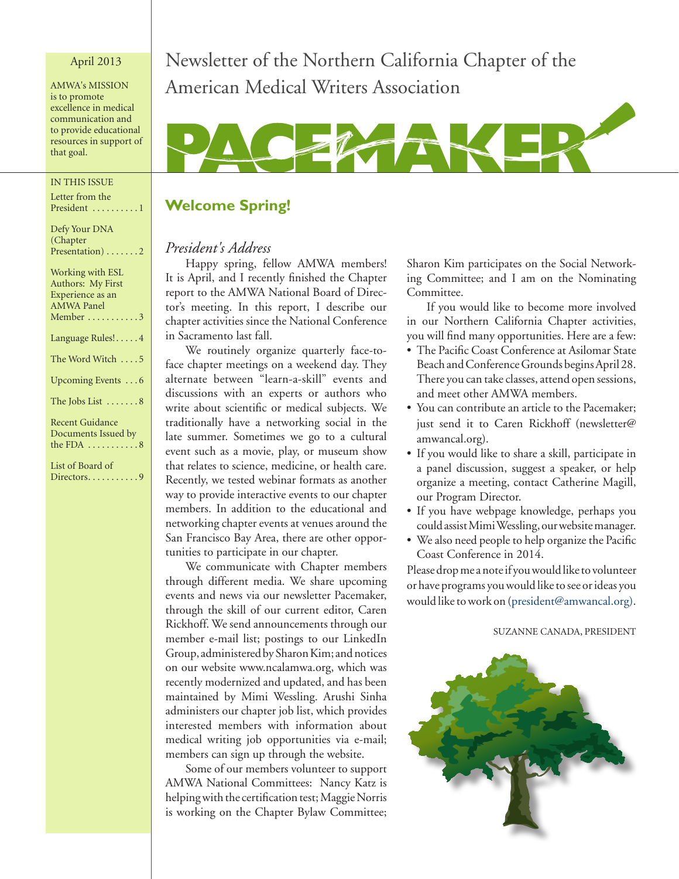April 2013

AMWA's MISSION is to promote excellence in medical communication and to provide educational resources in support of that goal.

IN THIS ISSUE

Letter from the President . . . . . . . . . . 1

Defy Your DNA (Chapter Presentation) . . . . . . . 2

Working with ESL Authors: My First Experience as an AMWA Panel Member . . . . . . . . . . . 3

Language Rules! . . . . . 4

The Word Witch . . . . 5

Upcoming Events . . . 6

The Jobs List . . . . . . . 8

Recent Guidance Documents Issued by the FDA . . . . . . . . . . . 8

List of Board of Directors. . . . . . . . . . . 9

# Newsletter of the Northern California Chapter of the American Medical Writers Association

# PACEMAKER

## Welcome Spring!

### *President's Address*

Happy spring, fellow AMWA members! It is April, and I recently finished the Chapter report to the AMWA National Board of Director's meeting. In this report, I describe our chapter activities since the National Conference in Sacramento last fall.

We routinely organize quarterly face-to-face chapter meetings on a weekend day. They alternate between "learn-a-skill" events and discussions with an experts or authors who write about scientific or medical subjects. We traditionally have a networking social in the late summer. Sometimes we go to a cultural event such as a movie, play, or museum show that relates to science, medicine, or health care. Recently, we tested webinar formats as another way to provide interactive events to our chapter members. In addition to the educational and networking chapter events at venues around the San Francisco Bay Area, there are other opportunities to participate in our chapter.

We communicate with Chapter members through different media. We share upcoming events and news via our newsletter Pacemaker, through the skill of our current editor, Caren Rickhoff. We send announcements through our member e-mail list; postings to our LinkedIn Group, administered by Sharon Kim; and notices on our website www.ncalamwa.org, which was recently modernized and updated, and has been maintained by Mimi Wessling. Arushi Sinha administers our chapter job list, which provides interested members with information about medical writing job opportunities via e-mail; members can sign up through the website.

Some of our members volunteer to support AMWA National Committees: Nancy Katz is helping with the certification test; Maggie Norris is working on the Chapter Bylaw Committee; Sharon Kim participates on the Social Networking Committee; and I am on the Nominating Committee.

If you would like to become more involved in our Northern California Chapter activities, you will find many opportunities. Here are a few:

- The Pacific Coast Conference at Asilomar State Beach and Conference Grounds begins April 28. There you can take classes, attend open sessions, and meet other AMWA members.
- You can contribute an article to the Pacemaker; just send it to Caren Rickhoff (newsletter@amwancal.org).
- If you would like to share a skill, participate in a panel discussion, suggest a speaker, or help organize a meeting, contact Catherine Magill, our Program Director.
- If you have webpage knowledge, perhaps you could assist Mimi Wessling, our website manager.
- We also need people to help organize the Pacific Coast Conference in 2014.

Please drop me a note if you would like to volunteer or have programs you would like to see or ideas you would like to work on (president@amwancal.org).

SUZANNE CANADA, PRESIDENT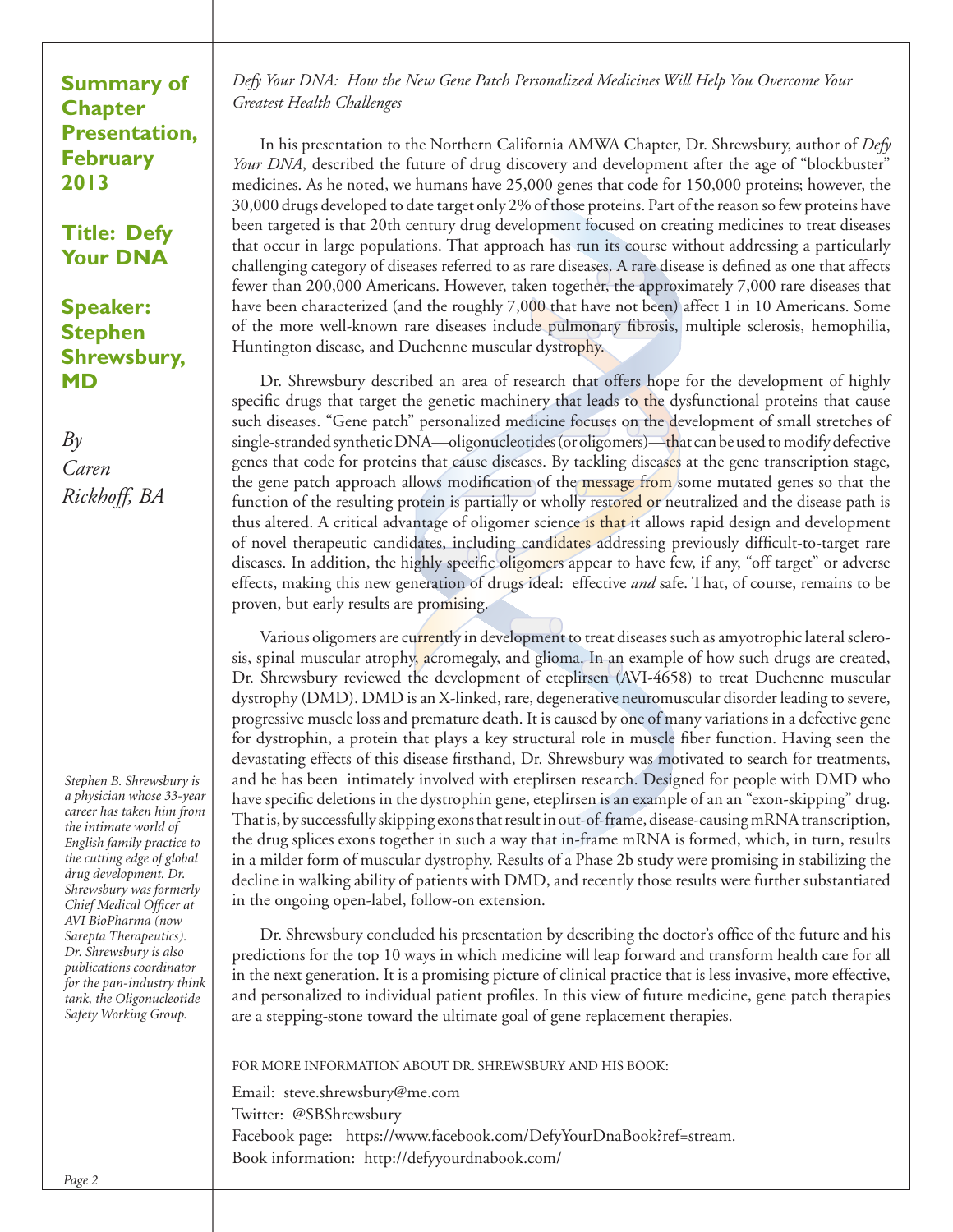## Summary of Chapter Presentation, February 2013

## Title: Defy Your DNA

## Speaker: Stephen Shrewsbury, MD

*By Caren Rickhoff, BA*

*Defy Your DNA: How the New Gene Patch Personalized Medicines Will Help You Overcome Your Greatest Health Challenges*

In his presentation to the Northern California AMWA Chapter, Dr. Shrewsbury, author of *Defy Your DNA*, described the future of drug discovery and development after the age of "blockbuster" medicines. As he noted, we humans have 25,000 genes that code for 150,000 proteins; however, the 30,000 drugs developed to date target only 2% of those proteins. Part of the reason so few proteins have been targeted is that 20th century drug development focused on creating medicines to treat diseases that occur in large populations. That approach has run its course without addressing a particularly challenging category of diseases referred to as rare diseases. A rare disease is defined as one that affects fewer than 200,000 Americans. However, taken together, the approximately 7,000 rare diseases that have been characterized (and the roughly 7,000 that have not been) affect 1 in 10 Americans. Some of the more well-known rare diseases include pulmonary fibrosis, multiple sclerosis, hemophilia, Huntington disease, and Duchenne muscular dystrophy.

Dr. Shrewsbury described an area of research that offers hope for the development of highly specific drugs that target the genetic machinery that leads to the dysfunctional proteins that cause such diseases. "Gene patch" personalized medicine focuses on the development of small stretches of single-stranded synthetic DNA—oligonucleotides (or oligomers)—that can be used to modify defective genes that code for proteins that cause diseases. By tackling diseases at the gene transcription stage, the gene patch approach allows modification of the message from some mutated genes so that the function of the resulting protein is partially or wholly restored or neutralized and the disease path is thus altered. A critical advantage of oligomer science is that it allows rapid design and development of novel therapeutic candidates, including candidates addressing previously difficult-to-target rare diseases. In addition, the highly specific oligomers appear to have few, if any, "off target" or adverse effects, making this new generation of drugs ideal: effective *and* safe. That, of course, remains to be proven, but early results are promising.

Various oligomers are currently in development to treat diseases such as amyotrophic lateral sclerosis, spinal muscular atrophy, acromegaly, and glioma. In an example of how such drugs are created, Dr. Shrewsbury reviewed the development of eteplirsen (AVI-4658) to treat Duchenne muscular dystrophy (DMD). DMD is an X-linked, rare, degenerative neuromuscular disorder leading to severe, progressive muscle loss and premature death. It is caused by one of many variations in a defective gene for dystrophin, a protein that plays a key structural role in muscle fiber function. Having seen the devastating effects of this disease firsthand, Dr. Shrewsbury was motivated to search for treatments, and he has been intimately involved with eteplirsen research. Designed for people with DMD who have specific deletions in the dystrophin gene, eteplirsen is an example of an an "exon-skipping" drug. That is, by successfully skipping exons that result in out-of-frame, disease-causing mRNA transcription, the drug splices exons together in such a way that in-frame mRNA is formed, which, in turn, results in a milder form of muscular dystrophy. Results of a Phase 2b study were promising in stabilizing the decline in walking ability of patients with DMD, and recently those results were further substantiated in the ongoing open-label, follow-on extension.

Dr. Shrewsbury concluded his presentation by describing the doctor's office of the future and his predictions for the top 10 ways in which medicine will leap forward and transform health care for all in the next generation. It is a promising picture of clinical practice that is less invasive, more effective, and personalized to individual patient profiles. In this view of future medicine, gene patch therapies are a stepping-stone toward the ultimate goal of gene replacement therapies.

FOR MORE INFORMATION ABOUT DR. SHREWSBURY AND HIS BOOK:

Email: steve.shrewsbury@me.com
Twitter: @SBShrewsbury
Facebook page: https://www.facebook.com/DefyYourDnaBook?ref=stream.
Book information: http://defyyourdnabook.com/

*Stephen B. Shrewsbury is a physician whose 33-year career has taken him from the intimate world of English family practice to the cutting edge of global drug development. Dr. Shrewsbury was formerly Chief Medical Officer at AVI BioPharma (now Sarepta Therapeutics). Dr. Shrewsbury is also publications coordinator for the pan-industry think tank, the Oligonucleotide Safety Working Group.*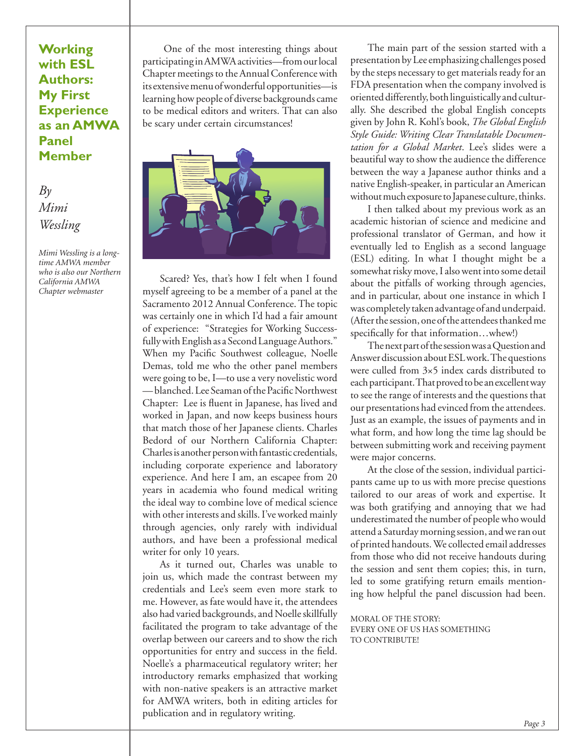# Working with ESL Authors: My First Experience as an AMWA Panel Member

*By Mimi Wessling*

*Mimi Wessling is a long-time AMWA member who is also our Northern California AMWA Chapter webmaster*

One of the most interesting things about participating in AMWA activities—from our local Chapter meetings to the Annual Conference with its extensive menu of wonderful opportunities—is learning how people of diverse backgrounds came to be medical editors and writers. That can also be scary under certain circumstances!

Scared? Yes, that's how I felt when I found myself agreeing to be a member of a panel at the Sacramento 2012 Annual Conference. The topic was certainly one in which I'd had a fair amount of experience: "Strategies for Working Successfully with English as a Second Language Authors." When my Pacific Southwest colleague, Noelle Demas, told me who the other panel members were going to be, I—to use a very novelistic word —blanched. Lee Seaman of the Pacific Northwest Chapter: Lee is fluent in Japanese, has lived and worked in Japan, and now keeps business hours that match those of her Japanese clients. Charles Bedord of our Northern California Chapter: Charles is another person with fantastic credentials, including corporate experience and laboratory experience. And here I am, an escapee from 20 years in academia who found medical writing the ideal way to combine love of medical science with other interests and skills. I've worked mainly through agencies, only rarely with individual authors, and have been a professional medical writer for only 10 years.

As it turned out, Charles was unable to join us, which made the contrast between my credentials and Lee's seem even more stark to me. However, as fate would have it, the attendees also had varied backgrounds, and Noelle skillfully facilitated the program to take advantage of the overlap between our careers and to show the rich opportunities for entry and success in the field. Noelle's a pharmaceutical regulatory writer; her introductory remarks emphasized that working with non-native speakers is an attractive market for AMWA writers, both in editing articles for publication and in regulatory writing.

The main part of the session started with a presentation by Lee emphasizing challenges posed by the steps necessary to get materials ready for an FDA presentation when the company involved is oriented differently, both linguistically and culturally. She described the global English concepts given by John R. Kohl's book, *The Global English Style Guide: Writing Clear Translatable Documentation for a Global Market*. Lee's slides were a beautiful way to show the audience the difference between the way a Japanese author thinks and a native English-speaker, in particular an American without much exposure to Japanese culture, thinks.

I then talked about my previous work as an academic historian of science and medicine and professional translator of German, and how it eventually led to English as a second language (ESL) editing. In what I thought might be a somewhat risky move, I also went into some detail about the pitfalls of working through agencies, and in particular, about one instance in which I was completely taken advantage of and underpaid. (After the session, one of the attendees thanked me specifically for that information…whew!)

The next part of the session was a Question and Answer discussion about ESL work. The questions were culled from 3×5 index cards distributed to each participant. That proved to be an excellent way to see the range of interests and the questions that our presentations had evinced from the attendees. Just as an example, the issues of payments and in what form, and how long the time lag should be between submitting work and receiving payment were major concerns.

At the close of the session, individual participants came up to us with more precise questions tailored to our areas of work and expertise. It was both gratifying and annoying that we had underestimated the number of people who would attend a Saturday morning session, and we ran out of printed handouts. We collected email addresses from those who did not receive handouts during the session and sent them copies; this, in turn, led to some gratifying return emails mentioning how helpful the panel discussion had been.

MORAL OF THE STORY:
EVERY ONE OF US HAS SOMETHING TO CONTRIBUTE!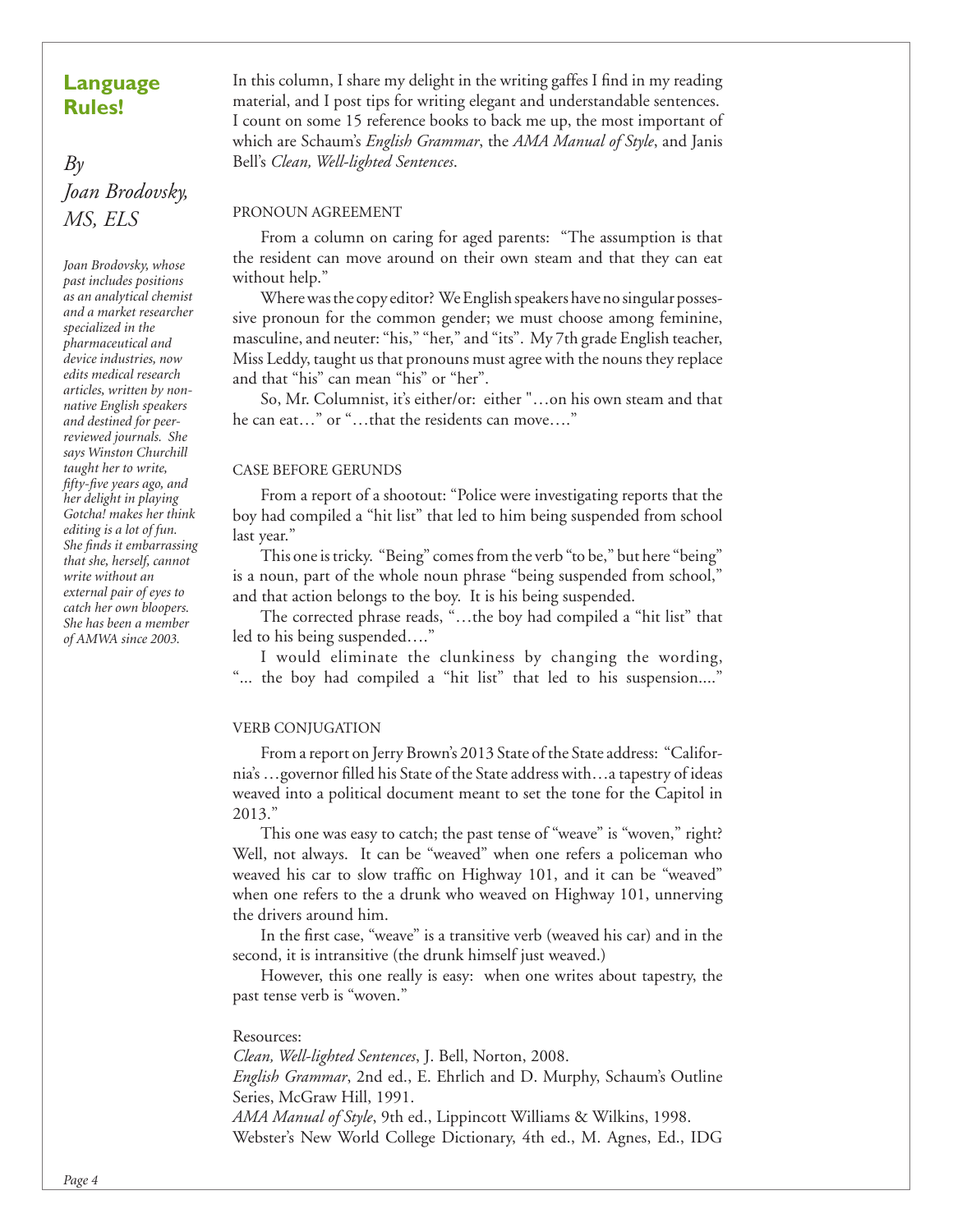## Language Rules!

*By Joan Brodovsky, MS, ELS*

*Joan Brodovsky, whose past includes positions as an analytical chemist and a market researcher specialized in the pharmaceutical and device industries, now edits medical research articles, written by non-native English speakers and destined for peer-reviewed journals. She says Winston Churchill taught her to write, fifty-five years ago, and her delight in playing Gotcha! makes her think editing is a lot of fun. She finds it embarrassing that she, herself, cannot write without an external pair of eyes to catch her own bloopers. She has been a member of AMWA since 2003.*

In this column, I share my delight in the writing gaffes I find in my reading material, and I post tips for writing elegant and understandable sentences. I count on some 15 reference books to back me up, the most important of which are Schaum's *English Grammar*, the *AMA Manual of Style*, and Janis Bell's *Clean, Well-lighted Sentences*.

### PRONOUN AGREEMENT

From a column on caring for aged parents: "The assumption is that the resident can move around on their own steam and that they can eat without help."

Where was the copy editor? We English speakers have no singular possessive pronoun for the common gender; we must choose among feminine, masculine, and neuter: "his," "her," and "its". My 7th grade English teacher, Miss Leddy, taught us that pronouns must agree with the nouns they replace and that "his" can mean "his" or "her".

So, Mr. Columnist, it's either/or: either "…on his own steam and that he can eat…" or "…that the residents can move…."

### CASE BEFORE GERUNDS

From a report of a shootout: "Police were investigating reports that the boy had compiled a "hit list" that led to him being suspended from school last year."

This one is tricky. "Being" comes from the verb "to be," but here "being" is a noun, part of the whole noun phrase "being suspended from school," and that action belongs to the boy. It is his being suspended.

The corrected phrase reads, "…the boy had compiled a "hit list" that led to his being suspended…."

I would eliminate the clunkiness by changing the wording, "... the boy had compiled a "hit list" that led to his suspension...."

### VERB CONJUGATION

From a report on Jerry Brown's 2013 State of the State address: "California's …governor filled his State of the State address with…a tapestry of ideas weaved into a political document meant to set the tone for the Capitol in 2013."

This one was easy to catch; the past tense of "weave" is "woven," right? Well, not always. It can be "weaved" when one refers a policeman who weaved his car to slow traffic on Highway 101, and it can be "weaved" when one refers to the a drunk who weaved on Highway 101, unnerving the drivers around him.

In the first case, "weave" is a transitive verb (weaved his car) and in the second, it is intransitive (the drunk himself just weaved.)

However, this one really is easy: when one writes about tapestry, the past tense verb is "woven."

Resources:

*Clean, Well-lighted Sentences*, J. Bell, Norton, 2008.

*English Grammar*, 2nd ed., E. Ehrlich and D. Murphy, Schaum's Outline Series, McGraw Hill, 1991.

*AMA Manual of Style*, 9th ed., Lippincott Williams & Wilkins, 1998.

Webster's New World College Dictionary, 4th ed., M. Agnes, Ed., IDG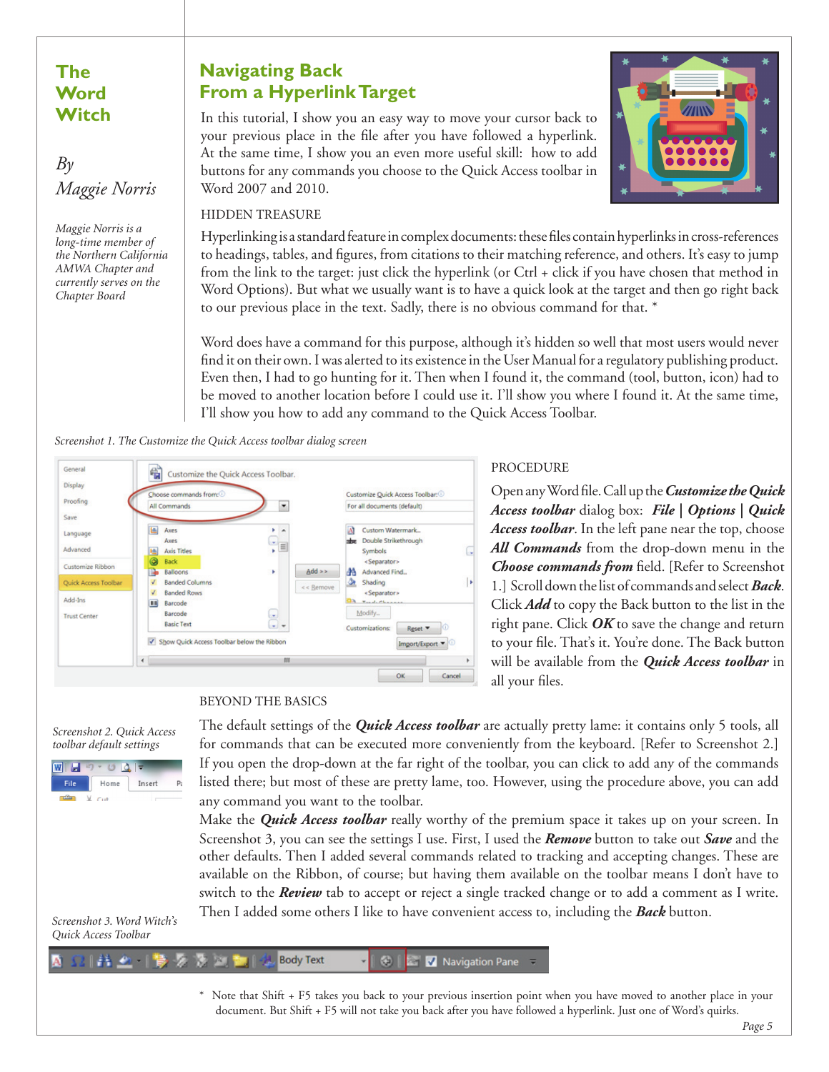# The Word Witch

*By Maggie Norris*

*Maggie Norris is a long-time member of the Northern California AMWA Chapter and currently serves on the Chapter Board*

## Navigating Back From a Hyperlink Target

In this tutorial, I show you an easy way to move your cursor back to your previous place in the file after you have followed a hyperlink. At the same time, I show you an even more useful skill: how to add buttons for any commands you choose to the Quick Access toolbar in Word 2007 and 2010.

### HIDDEN TREASURE

Hyperlinking is a standard feature in complex documents: these files contain hyperlinks in cross-references to headings, tables, and figures, from citations to their matching reference, and others. It's easy to jump from the link to the target: just click the hyperlink (or Ctrl + click if you have chosen that method in Word Options). But what we usually want is to have a quick look at the target and then go right back to our previous place in the text. Sadly, there is no obvious command for that. *

Word does have a command for this purpose, although it's hidden so well that most users would never find it on their own. I was alerted to its existence in the User Manual for a regulatory publishing product. Even then, I had to go hunting for it. Then when I found it, the command (tool, button, icon) had to be moved to another location before I could use it. I'll show you where I found it. At the same time, I'll show you how to add any command to the Quick Access Toolbar.

*Screenshot 1. The Customize the Quick Access toolbar dialog screen*

### PROCEDURE

Open any Word file. Call up the ***Customize the Quick Access toolbar*** dialog box: ***File | Options | Quick Access toolbar***. In the left pane near the top, choose ***All Commands*** from the drop-down menu in the ***Choose commands from*** field. [Refer to Screenshot 1.] Scroll down the list of commands and select ***Back***. Click ***Add*** to copy the Back button to the list in the right pane. Click ***OK*** to save the change and return to your file. That's it. You're done. The Back button will be available from the ***Quick Access toolbar*** in all your files.

### BEYOND THE BASICS

*Screenshot 2. Quick Access toolbar default settings*

The default settings of the ***Quick Access toolbar*** are actually pretty lame: it contains only 5 tools, all for commands that can be executed more conveniently from the keyboard. [Refer to Screenshot 2.] If you open the drop-down at the far right of the toolbar, you can click to add any of the commands listed there; but most of these are pretty lame, too. However, using the procedure above, you can add any command you want to the toolbar.

Make the ***Quick Access toolbar*** really worthy of the premium space it takes up on your screen. In Screenshot 3, you can see the settings I use. First, I used the ***Remove*** button to take out ***Save*** and the other defaults. Then I added several commands related to tracking and accepting changes. These are available on the Ribbon, of course; but having them available on the toolbar means I don't have to switch to the ***Review*** tab to accept or reject a single tracked change or to add a comment as I write. Then I added some others I like to have convenient access to, including the ***Back*** button.

*Screenshot 3. Word Witch's Quick Access Toolbar*

\* Note that Shift + F5 takes you back to your previous insertion point when you have moved to another place in your document. But Shift + F5 will not take you back after you have followed a hyperlink. Just one of Word's quirks.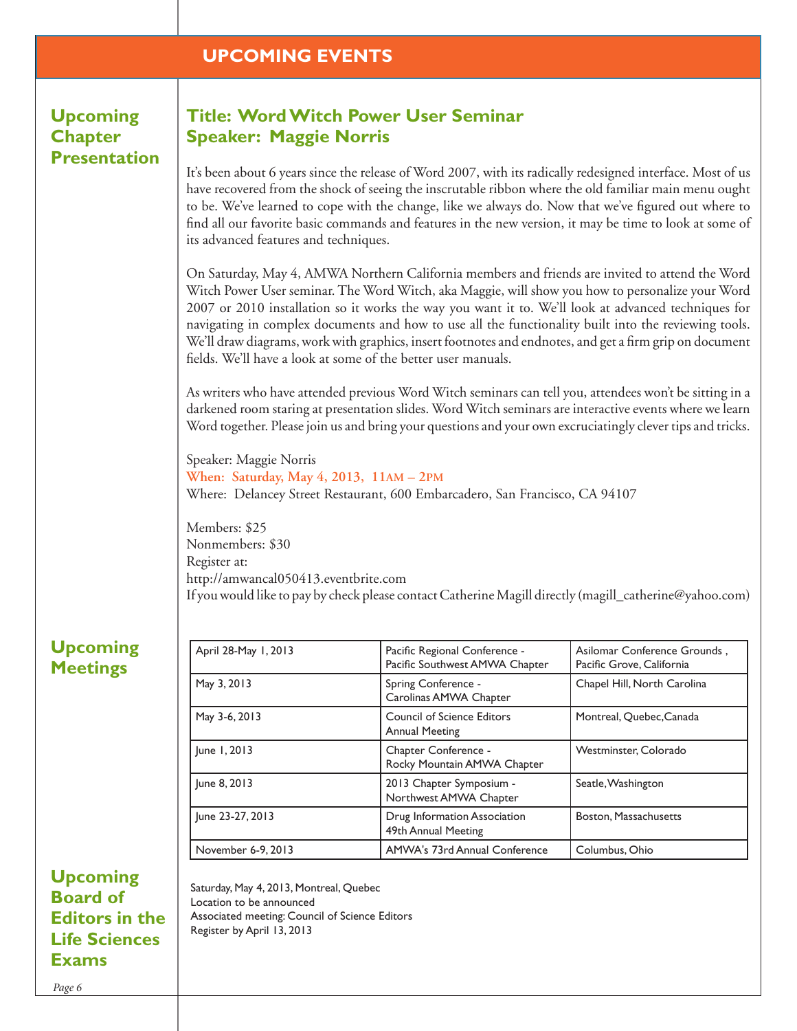# UPCOMING EVENTS

## Upcoming Chapter Presentation

### Title: Word Witch Power User Seminar
### Speaker: Maggie Norris

It's been about 6 years since the release of Word 2007, with its radically redesigned interface. Most of us have recovered from the shock of seeing the inscrutable ribbon where the old familiar main menu ought to be. We've learned to cope with the change, like we always do. Now that we've figured out where to find all our favorite basic commands and features in the new version, it may be time to look at some of its advanced features and techniques.

On Saturday, May 4, AMWA Northern California members and friends are invited to attend the Word Witch Power User seminar. The Word Witch, aka Maggie, will show you how to personalize your Word 2007 or 2010 installation so it works the way you want it to. We'll look at advanced techniques for navigating in complex documents and how to use all the functionality built into the reviewing tools. We'll draw diagrams, work with graphics, insert footnotes and endnotes, and get a firm grip on document fields. We'll have a look at some of the better user manuals.

As writers who have attended previous Word Witch seminars can tell you, attendees won't be sitting in a darkened room staring at presentation slides. Word Witch seminars are interactive events where we learn Word together. Please join us and bring your questions and your own excruciatingly clever tips and tricks.

Speaker: Maggie Norris
**When: Saturday, May 4, 2013, 11AM – 2PM**
Where: Delancey Street Restaurant, 600 Embarcadero, San Francisco, CA 94107

Members: $25
Nonmembers: $30
Register at:
http://amwancal050413.eventbrite.com
If you would like to pay by check please contact Catherine Magill directly (magill_catherine@yahoo.com)

## Upcoming Meetings

| | | |
|---|---|---|
| April 28-May 1, 2013 | Pacific Regional Conference - Pacific Southwest AMWA Chapter | Asilomar Conference Grounds , Pacific Grove, California |
| May 3, 2013 | Spring Conference - Carolinas AMWA Chapter | Chapel Hill, North Carolina |
| May 3-6, 2013 | Council of Science Editors Annual Meeting | Montreal, Quebec,Canada |
| June 1, 2013 | Chapter Conference - Rocky Mountain AMWA Chapter | Westminster, Colorado |
| June 8, 2013 | 2013 Chapter Symposium - Northwest AMWA Chapter | Seatle, Washington |
| June 23-27, 2013 | Drug Information Association 49th Annual Meeting | Boston, Massachusetts |
| November 6-9, 2013 | AMWA's 73rd Annual Conference | Columbus, Ohio |

## Upcoming Board of Editors in the Life Sciences Exams

Saturday, May 4, 2013, Montreal, Quebec
Location to be announced
Associated meeting: Council of Science Editors
Register by April 13, 2013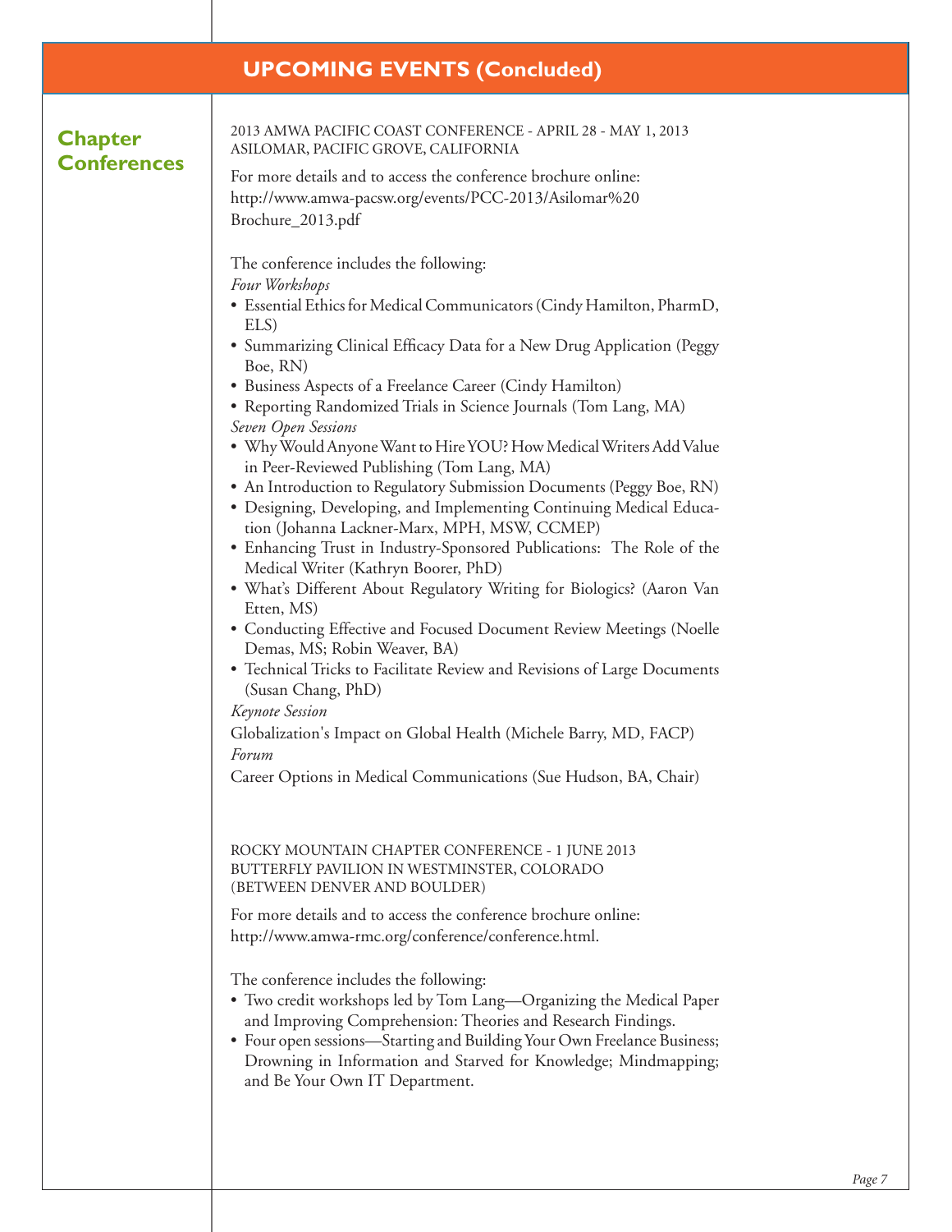# UPCOMING EVENTS (Concluded)

## Chapter Conferences

2013 AMWA PACIFIC COAST CONFERENCE - APRIL 28 - MAY 1, 2013
ASILOMAR, PACIFIC GROVE, CALIFORNIA

For more details and to access the conference brochure online:
http://www.amwa-pacsw.org/events/PCC-2013/Asilomar%20Brochure_2013.pdf

The conference includes the following:

*Four Workshops*

- Essential Ethics for Medical Communicators (Cindy Hamilton, PharmD, ELS)
- Summarizing Clinical Efficacy Data for a New Drug Application (Peggy Boe, RN)
- Business Aspects of a Freelance Career (Cindy Hamilton)
- Reporting Randomized Trials in Science Journals (Tom Lang, MA)

*Seven Open Sessions*

- Why Would Anyone Want to Hire YOU? How Medical Writers Add Value in Peer-Reviewed Publishing (Tom Lang, MA)
- An Introduction to Regulatory Submission Documents (Peggy Boe, RN)
- Designing, Developing, and Implementing Continuing Medical Education (Johanna Lackner-Marx, MPH, MSW, CCMEP)
- Enhancing Trust in Industry-Sponsored Publications: The Role of the Medical Writer (Kathryn Boorer, PhD)
- What's Different About Regulatory Writing for Biologics? (Aaron Van Etten, MS)
- Conducting Effective and Focused Document Review Meetings (Noelle Demas, MS; Robin Weaver, BA)
- Technical Tricks to Facilitate Review and Revisions of Large Documents (Susan Chang, PhD)

*Keynote Session*

Globalization's Impact on Global Health (Michele Barry, MD, FACP)

*Forum*

Career Options in Medical Communications (Sue Hudson, BA, Chair)

ROCKY MOUNTAIN CHAPTER CONFERENCE - 1 JUNE 2013
BUTTERFLY PAVILION IN WESTMINSTER, COLORADO
(BETWEEN DENVER AND BOULDER)

For more details and to access the conference brochure online:
http://www.amwa-rmc.org/conference/conference.html.

The conference includes the following:

- Two credit workshops led by Tom Lang—Organizing the Medical Paper and Improving Comprehension: Theories and Research Findings.
- Four open sessions—Starting and Building Your Own Freelance Business; Drowning in Information and Starved for Knowledge; Mindmapping; and Be Your Own IT Department.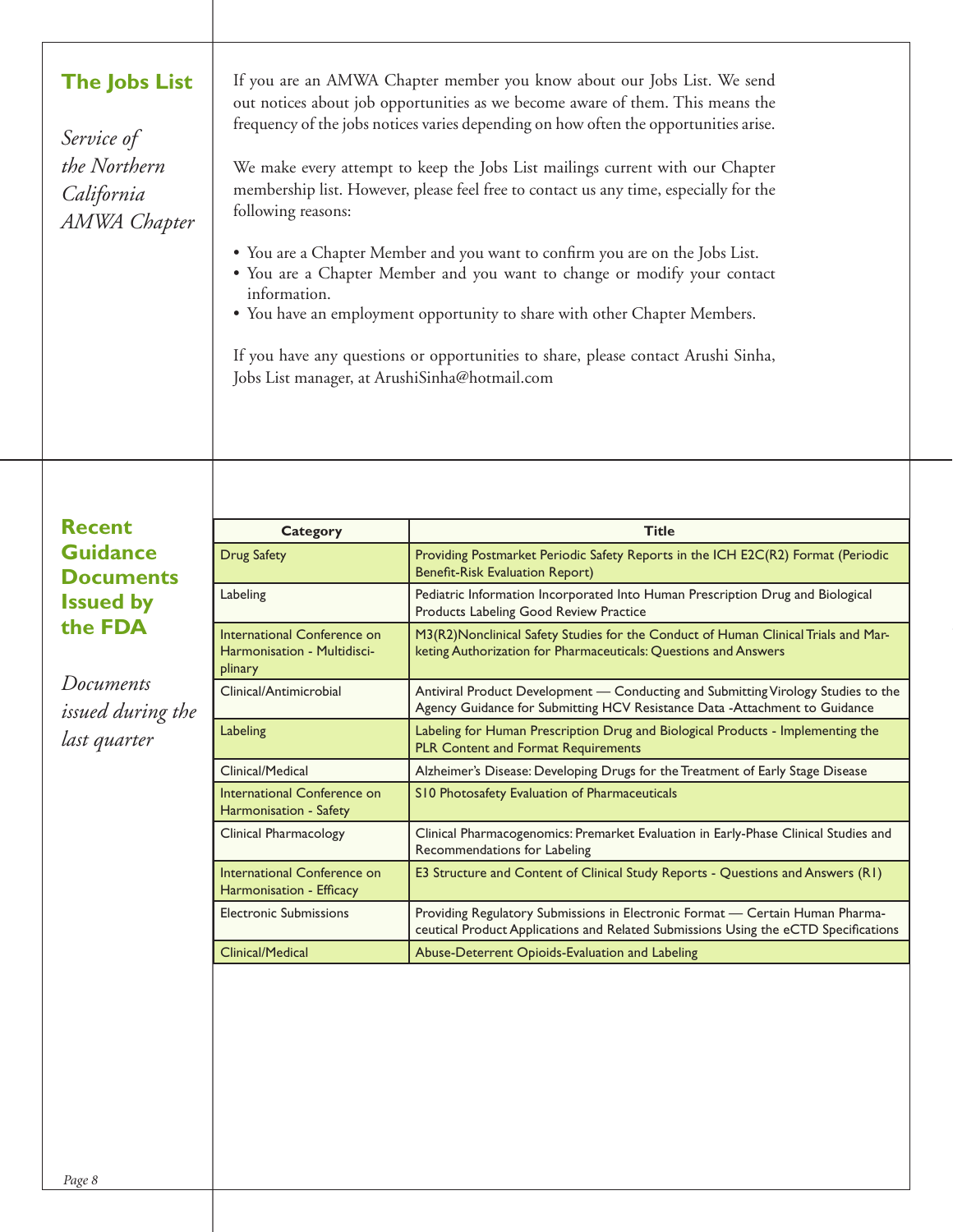## The Jobs List

*Service of the Northern California AMWA Chapter*

If you are an AMWA Chapter member you know about our Jobs List. We send out notices about job opportunities as we become aware of them. This means the frequency of the jobs notices varies depending on how often the opportunities arise.

We make every attempt to keep the Jobs List mailings current with our Chapter membership list. However, please feel free to contact us any time, especially for the following reasons:

- You are a Chapter Member and you want to confirm you are on the Jobs List.
- You are a Chapter Member and you want to change or modify your contact information.
- You have an employment opportunity to share with other Chapter Members.

If you have any questions or opportunities to share, please contact Arushi Sinha, Jobs List manager, at ArushiSinha@hotmail.com

## Recent Guidance Documents Issued by the FDA

*Documents issued during the last quarter*

| Category | Title |
|---|---|
| Drug Safety | Providing Postmarket Periodic Safety Reports in the ICH E2C(R2) Format (Periodic Benefit-Risk Evaluation Report) |
| Labeling | Pediatric Information Incorporated Into Human Prescription Drug and Biological Products Labeling Good Review Practice |
| International Conference on Harmonisation - Multidisciplinary | M3(R2)Nonclinical Safety Studies for the Conduct of Human Clinical Trials and Marketing Authorization for Pharmaceuticals: Questions and Answers |
| Clinical/Antimicrobial | Antiviral Product Development — Conducting and Submitting Virology Studies to the Agency Guidance for Submitting HCV Resistance Data -Attachment to Guidance |
| Labeling | Labeling for Human Prescription Drug and Biological Products - Implementing the PLR Content and Format Requirements |
| Clinical/Medical | Alzheimer's Disease: Developing Drugs for the Treatment of Early Stage Disease |
| International Conference on Harmonisation - Safety | S10 Photosafety Evaluation of Pharmaceuticals |
| Clinical Pharmacology | Clinical Pharmacogenomics: Premarket Evaluation in Early-Phase Clinical Studies and Recommendations for Labeling |
| International Conference on Harmonisation - Efficacy | E3 Structure and Content of Clinical Study Reports - Questions and Answers (R1) |
| Electronic Submissions | Providing Regulatory Submissions in Electronic Format — Certain Human Pharmaceutical Product Applications and Related Submissions Using the eCTD Specifications |
| Clinical/Medical | Abuse-Deterrent Opioids-Evaluation and Labeling |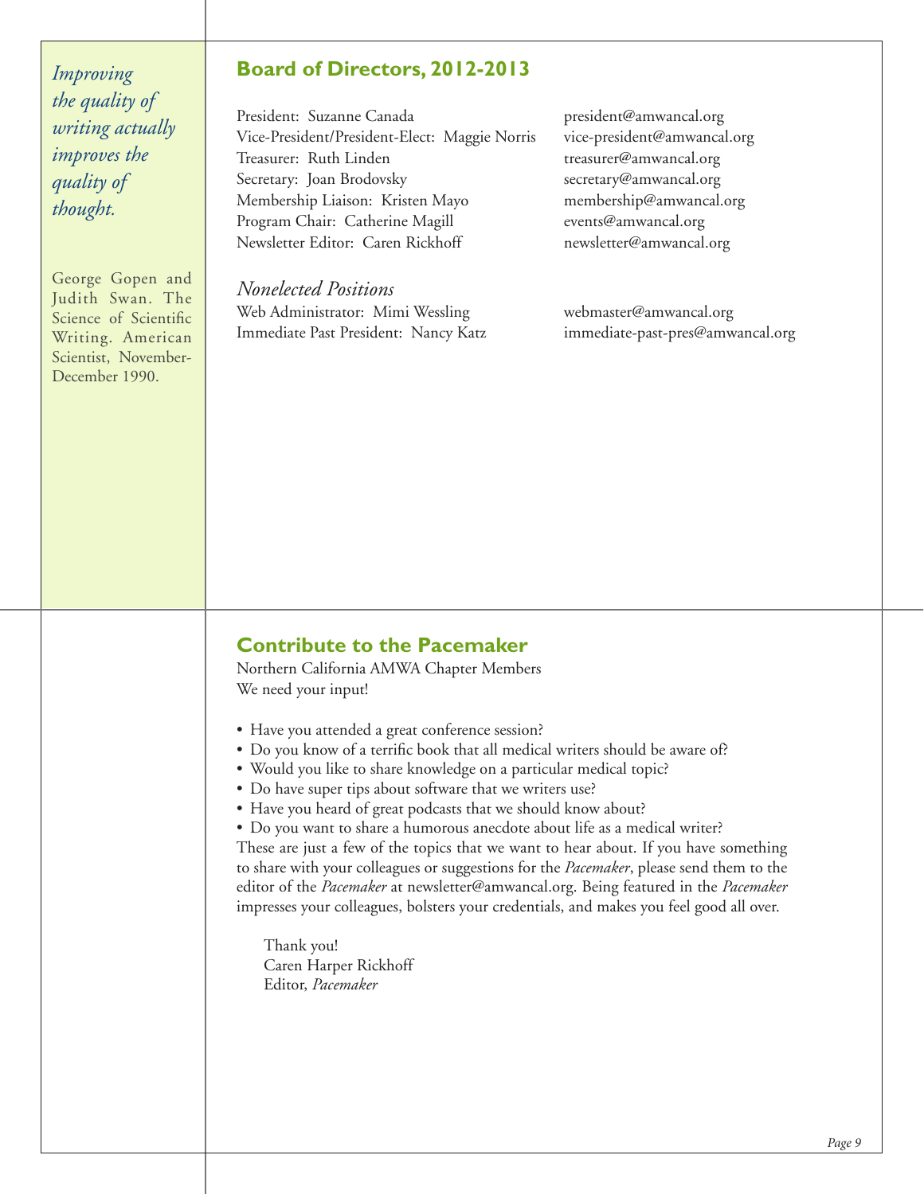*Improving the quality of writing actually improves the quality of thought.*

George Gopen and Judith Swan. The Science of Scientific Writing. American Scientist, November-December 1990.

## Board of Directors, 2012-2013

| | |
|---|---|
| President: Suzanne Canada | president@amwancal.org |
| Vice-President/President-Elect: Maggie Norris | vice-president@amwancal.org |
| Treasurer: Ruth Linden | treasurer@amwancal.org |
| Secretary: Joan Brodovsky | secretary@amwancal.org |
| Membership Liaison: Kristen Mayo | membership@amwancal.org |
| Program Chair: Catherine Magill | events@amwancal.org |
| Newsletter Editor: Caren Rickhoff | newsletter@amwancal.org |

*Nonelected Positions*

| | |
|---|---|
| Web Administrator: Mimi Wessling | webmaster@amwancal.org |
| Immediate Past President: Nancy Katz | immediate-past-pres@amwancal.org |

## Contribute to the Pacemaker

Northern California AMWA Chapter Members
We need your input!

- Have you attended a great conference session?
- Do you know of a terrific book that all medical writers should be aware of?
- Would you like to share knowledge on a particular medical topic?
- Do have super tips about software that we writers use?
- Have you heard of great podcasts that we should know about?
- Do you want to share a humorous anecdote about life as a medical writer?

These are just a few of the topics that we want to hear about. If you have something to share with your colleagues or suggestions for the *Pacemaker*, please send them to the editor of the *Pacemaker* at newsletter@amwancal.org. Being featured in the *Pacemaker* impresses your colleagues, bolsters your credentials, and makes you feel good all over.

Thank you!
Caren Harper Rickhoff
Editor, *Pacemaker*